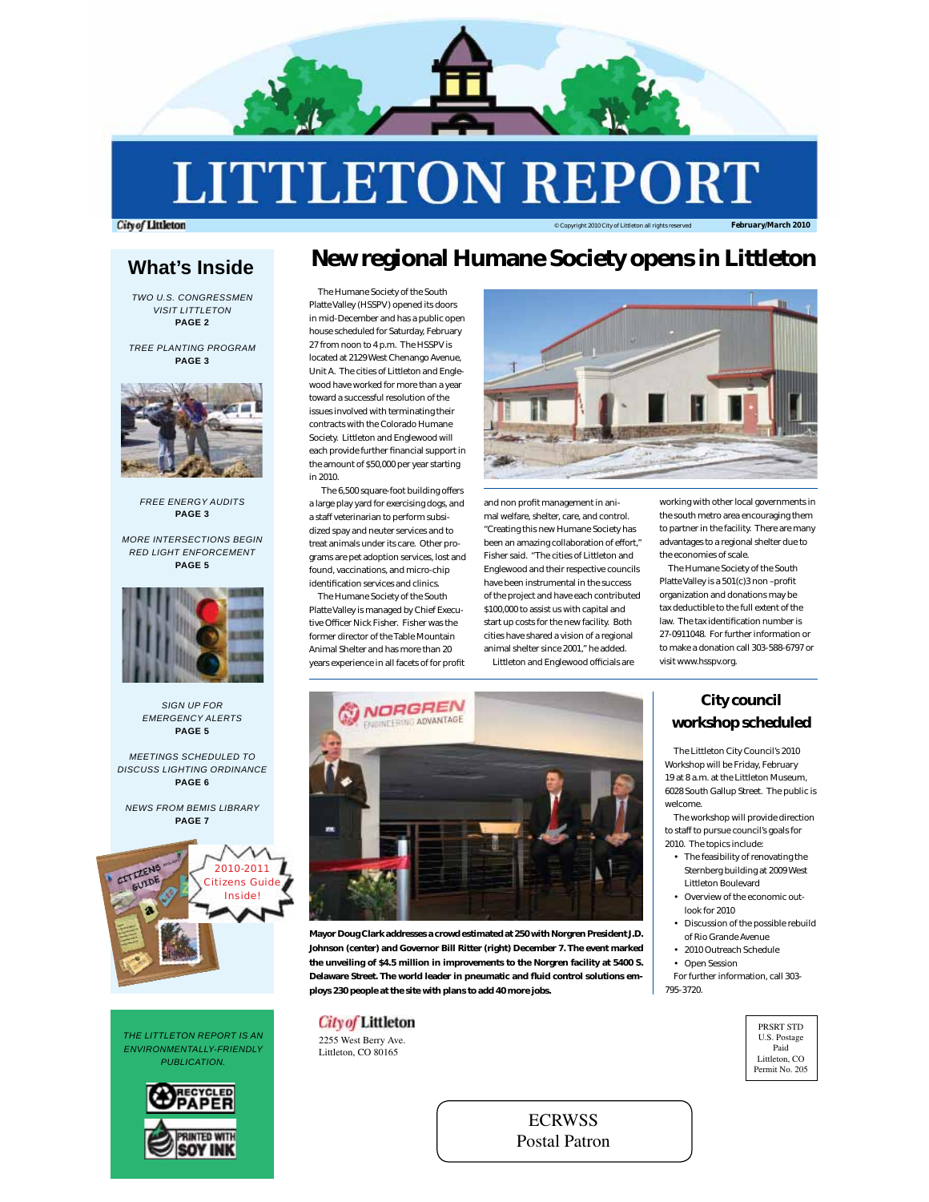# LITTLETON REPORT

City of Littleton

© Copyright 2010 City of Littleton all rights reserved **February/March 2010**

## What's Inside

*TWO U.S. CONGRESSMEN VISIT LITTLETON* **PAGE 2**

*TREE PLANTING PROGRAM* **PAGE 3**

*FREE ENERGY AUDITS* **PAGE 3**

*MORE INTERSECTIONS BEGIN RED LIGHT ENFORCEMENT* **PAGE 5**

*SIGN UP FOR EMERGENCY ALERTS* **PAGE 5**

*MEETINGS SCHEDULED TO DISCUSS LIGHTING ORDINANCE* **PAGE 6**

*NEWS FROM BEMIS LIBRARY* **PAGE 7**

2010-2011 Citizens Guide Inside!

*THE LITTLETON REPORT IS AN ENVIRONMENTALLY-FRIENDLY PUBLICATION.*

RECYCLED PAPER

PRINTED WITH SOY INK

# New regional Humane Society opens in Littleton

The Humane Society of the South Platte Valley (HSSPV) opened its doors in mid-December and has a public open house scheduled for Saturday, February 27 from noon to 4 p.m. The HSSPV is located at 2129 West Chenango Avenue, Unit A. The cities of Littleton and Englewood have worked for more than a year toward a successful resolution of the issues involved with terminating their contracts with the Colorado Humane Society. Littleton and Englewood will each provide further financial support in the amount of $50,000 per year starting in 2010.

The 6,500 square-foot building offers a large play yard for exercising dogs, and a staff veterinarian to perform subsidized spay and neuter services and to treat animals under its care. Other programs are pet adoption services, lost and found, vaccinations, and micro-chip identification services and clinics.

The Humane Society of the South Platte Valley is managed by Chief Executive Officer Nick Fisher. Fisher was the former director of the Table Mountain Animal Shelter and has more than 20 years experience in all facets of for profit and non profit management in animal welfare, shelter, care, and control. "Creating this new Humane Society has been an amazing collaboration of effort," Fisher said. "The cities of Littleton and Englewood and their respective councils have been instrumental in the success of the project and have each contributed $100,000 to assist us with capital and start up costs for the new facility. Both cities have shared a vision of a regional animal shelter since 2001," he added.

Littleton and Englewood officials are working with other local governments in the south metro area encouraging them to partner in the facility. There are many advantages to a regional shelter due to the economies of scale.

The Humane Society of the South Platte Valley is a 501(c)3 non –profit organization and donations may be tax deductible to the full extent of the law. The tax identification number is 27-0911048. For further information or to make a donation call 303-588-6797 or visit www.hsspv.org.

**Mayor Doug Clark addresses a crowd estimated at 250 with Norgren President J.D. Johnson (center) and Governor Bill Ritter (right) December 7. The event marked the unveiling of $4.5 million in improvements to the Norgren facility at 5400 S. Delaware Street. The world leader in pneumatic and fluid control solutions employs 230 people at the site with plans to add 40 more jobs.**

## City council workshop scheduled

The Littleton City Council's 2010 Workshop will be Friday, February 19 at 8 a.m. at the Littleton Museum, 6028 South Gallup Street. The public is welcome.

The workshop will provide direction to staff to pursue council's goals for 2010. The topics include:

- The feasibility of renovating the Sternberg building at 2009 West Littleton Boulevard
- Overview of the economic outlook for 2010
- Discussion of the possible rebuild of Rio Grande Avenue
- 2010 Outreach Schedule
- Open Session

For further information, call 303-795-3720.

City of Littleton
2255 West Berry Ave.
Littleton, CO 80165

PRSRT STD
U.S. Postage
Paid
Littleton, CO
Permit No. 205

ECRWSS
Postal Patron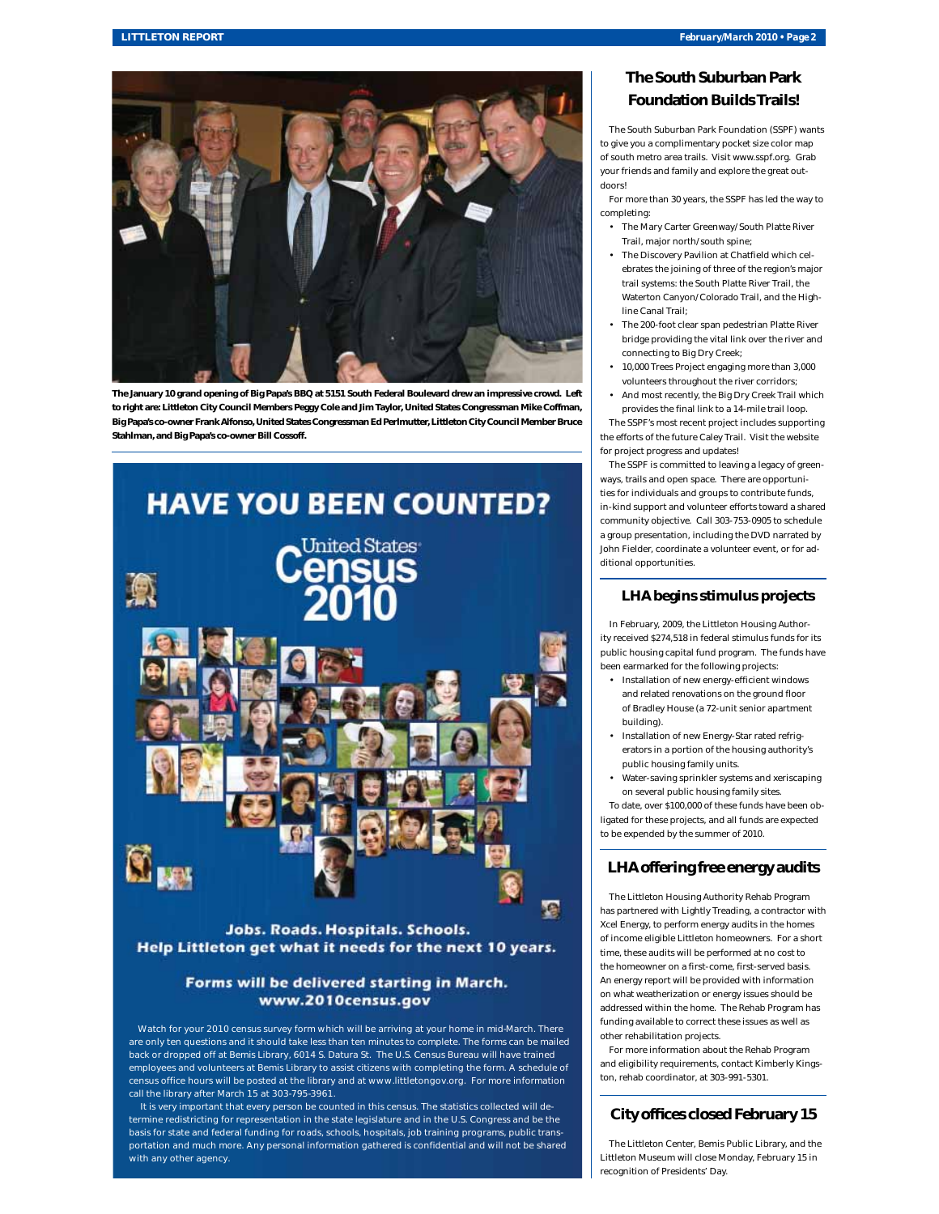The January 10 grand opening of Big Papa's BBQ at 5151 South Federal Boulevard drew an impressive crowd. Left to right are: Littleton City Council Members Peggy Cole and Jim Taylor, United States Congressman Mike Coffman, Big Papa's co-owner Frank Alfonso, United States Congressman Ed Perlmutter, Littleton City Council Member Bruce Stahlman, and Big Papa's co-owner Bill Cossoff.

# HAVE YOU BEEN COUNTED?

United States Census 2010

**Jobs. Roads. Hospitals. Schools.**
**Help Littleton get what it needs for the next 10 years.**

**Forms will be delivered starting in March.**
**www.2010census.gov**

Watch for your 2010 census survey form which will be arriving at your home in mid-March. There are only ten questions and it should take less than ten minutes to complete. The forms can be mailed back or dropped off at Bemis Library, 6014 S. Datura St. The U.S. Census Bureau will have trained employees and volunteers at Bemis Library to assist citizens with completing the form. A schedule of census office hours will be posted at the library and at www.littletongov.org. For more information call the library after March 15 at 303-795-3961.

It is very important that every person be counted in this census. The statistics collected will determine redistricting for representation in the state legislature and in the U.S. Congress and be the basis for state and federal funding for roads, schools, hospitals, job training programs, public transportation and much more. Any personal information gathered is confidential and will not be shared with any other agency.

## The South Suburban Park Foundation Builds Trails!

The South Suburban Park Foundation (SSPF) wants to give you a complimentary pocket size color map of south metro area trails. Visit www.sspf.org. Grab your friends and family and explore the great outdoors!

For more than 30 years, the SSPF has led the way to completing:

- The Mary Carter Greenway/South Platte River Trail, major north/south spine;
- The Discovery Pavilion at Chatfield which celebrates the joining of three of the region's major trail systems: the South Platte River Trail, the Waterton Canyon/Colorado Trail, and the Highline Canal Trail;
- The 200-foot clear span pedestrian Platte River bridge providing the vital link over the river and connecting to Big Dry Creek;
- 10,000 Trees Project engaging more than 3,000 volunteers throughout the river corridors;
- And most recently, the Big Dry Creek Trail which provides the final link to a 14-mile trail loop.

The SSPF's most recent project includes supporting the efforts of the future Caley Trail. Visit the website for project progress and updates!

The SSPF is committed to leaving a legacy of greenways, trails and open space. There are opportunities for individuals and groups to contribute funds, in-kind support and volunteer efforts toward a shared community objective. Call 303-753-0905 to schedule a group presentation, including the DVD narrated by John Fielder, coordinate a volunteer event, or for additional opportunities.

## LHA begins stimulus projects

In February, 2009, the Littleton Housing Authority received $274,518 in federal stimulus funds for its public housing capital fund program. The funds have been earmarked for the following projects:

- Installation of new energy-efficient windows and related renovations on the ground floor of Bradley House (a 72-unit senior apartment building).
- Installation of new Energy-Star rated refrigerators in a portion of the housing authority's public housing family units.
- Water-saving sprinkler systems and xeriscaping on several public housing family sites.

To date, over $100,000 of these funds have been obligated for these projects, and all funds are expected to be expended by the summer of 2010.

## LHA offering free energy audits

The Littleton Housing Authority Rehab Program has partnered with Lightly Treading, a contractor with Xcel Energy, to perform energy audits in the homes of income eligible Littleton homeowners. For a short time, these audits will be performed at no cost to the homeowner on a first-come, first-served basis. An energy report will be provided with information on what weatherization or energy issues should be addressed within the home. The Rehab Program has funding available to correct these issues as well as other rehabilitation projects.

For more information about the Rehab Program and eligibility requirements, contact Kimberly Kingston, rehab coordinator, at 303-991-5301.

## City offices closed February 15

The Littleton Center, Bemis Public Library, and the Littleton Museum will close Monday, February 15 in recognition of Presidents' Day.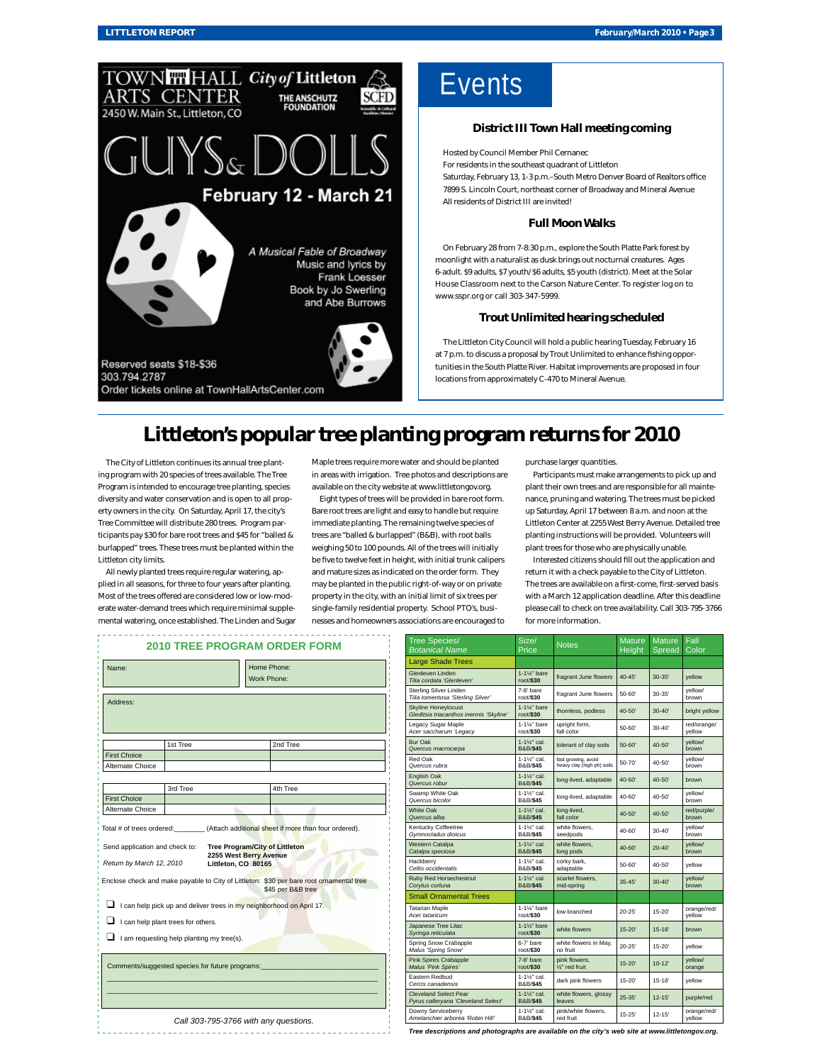TOWN HALL ARTS CENTER
2450 W. Main St., Littleton, CO

City of Littleton · THE ANSCHUTZ FOUNDATION · SCFD

# GUYS & DOLLS

**February 12 - March 21**

*A Musical Fable of Broadway*
Music and lyrics by Frank Loesser
Book by Jo Swerling and Abe Burrows

Reserved seats $18-$36
303.794.2787
Order tickets online at TownHallArtsCenter.com

# Events

### District III Town Hall meeting coming

Hosted by Council Member Phil Cernanec
For residents in the southeast quadrant of Littleton
Saturday, February 13, 1-3 p.m.–South Metro Denver Board of Realtors office
7899 S. Lincoln Court, northeast corner of Broadway and Mineral Avenue
All residents of District III are invited!

### Full Moon Walks

On February 28 from 7-8:30 p.m., explore the South Platte Park forest by moonlight with a naturalist as dusk brings out nocturnal creatures. Ages 6-adult. $9 adults, $7 youth/$6 adults, $5 youth (district). Meet at the Solar House Classroom next to the Carson Nature Center. To register log on to www.sspr.org or call 303-347-5999.

### Trout Unlimited hearing scheduled

The Littleton City Council will hold a public hearing Tuesday, February 16 at 7 p.m. to discuss a proposal by Trout Unlimited to enhance fishing opportunities in the South Platte River. Habitat improvements are proposed in four locations from approximately C-470 to Mineral Avenue.

# Littleton's popular tree planting program returns for 2010

The City of Littleton continues its annual tree planting program with 20 species of trees available. The Tree Program is intended to encourage tree planting, species diversity and water conservation and is open to all property owners in the city. On Saturday, April 17, the city's Tree Committee will distribute 280 trees. Program participants pay $30 for bare root trees and $45 for "balled & burlapped" trees. These trees must be planted within the Littleton city limits.

All newly planted trees require regular watering, applied in all seasons, for three to four years after planting. Most of the trees offered are considered low or low-moderate water-demand trees which require minimal supplemental watering, once established. The Linden and Sugar Maple trees require more water and should be planted in areas with irrigation. Tree photos and descriptions are available on the city website at www.littletongov.org.

Eight types of trees will be provided in bare root form. Bare root trees are light and easy to handle but require immediate planting. The remaining twelve species of trees are "balled & burlapped" (B&B), with root balls weighing 50 to 100 pounds. All of the trees will initially be five to twelve feet in height, with initial trunk calipers and mature sizes as indicated on the order form. They may be planted in the public right-of-way or on private property in the city, with an initial limit of six trees per single-family residential property. School PTO's, businesses and homeowners associations are encouraged to purchase larger quantities.

Participants must make arrangements to pick up and plant their own trees and are responsible for all maintenance, pruning and watering. The trees must be picked up Saturday, April 17 between 8 a.m. and noon at the Littleton Center at 2255 West Berry Avenue. Detailed tree planting instructions will be provided. Volunteers will plant trees for those who are physically unable.

Interested citizens should fill out the application and return it with a check payable to the City of Littleton. The trees are available on a first-come, first-served basis with a March 12 application deadline. After this deadline please call to check on tree availability. Call 303-795-3766 for more information.

## 2010 TREE PROGRAM ORDER FORM

| Name: | Home Phone: / Work Phone: |
|---|---|
| Address: | |

| | 1st Tree | 2nd Tree |
|---|---|---|
| First Choice | | |
| Alternate Choice | | |

| | 3rd Tree | 4th Tree |
|---|---|---|
| First Choice | | |
| Alternate Choice | | |

Total # of trees ordered:________ (Attach additional sheet if more than four ordered).

Send application and check to: **Tree Program/City of Littleton, 2255 West Berry Avenue, Littleton, CO 80165**

*Return by March 12, 2010*

Enclose check and make payable to City of Littleton: $30 per bare root ornamental tree, $45 per B&B tree

❑ I can help pick up and deliver trees in my neighborhood on April 17.

❑ I can help plant trees for others.

❑ I am requesting help planting my tree(s).

Comments/suggested species for future programs:________________________________

*Call 303-795-3766 with any questions.*

| Tree Species/ *Botanical Name* | Size/ Price | Notes | Mature Height | Mature Spread | Fall Color |
|---|---|---|---|---|---|
| **Large Shade Trees** | | | | | |
| Glenleven Linden *Tilia cordata 'Glenleven'* | 1-1¼" bare root/**$30** | fragrant June flowers | 40-45' | 30-35' | yellow |
| Sterling Silver Linden *Tilia tomentosa 'Sterling Silver'* | 7-8' bare root/**$30** | fragrant June flowers | 50-60' | 30-35' | yellow/ brown |
| Skyline Honeylocust *Gleditsia triacanthos inermis 'Skyline'* | 1-1¼" bare root/**$30** | thornless, podless | 40-50' | 30-40' | bright yellow |
| Legacy Sugar Maple *Acer saccharum 'Legacy* | 1-1¼" bare root/**$30** | upright form, fall color | 50-60' | 30-40' | red/orange/ yellow |
| Bur Oak *Quercus macrocarpa* | 1-1½" cal. B&B/**$45** | tolerant of clay soils | 50-60' | 40-50' | yellow/ brown |
| Red Oak *Quercus rubra* | 1-1½" cal. B&B/**$45** | fast growing, avoid heavy clay (high ph) soils | 50-70' | 40-50' | yellow/ brown |
| English Oak *Quercus robur* | 1-1½" cal. B&B/**$45** | long-lived, adaptable | 40-60' | 40-50' | brown |
| Swamp White Oak *Quercus bicolor* | 1-1½" cal. B&B/**$45** | long-lived, adaptable | 40-60' | 40-50' | yellow/ brown |
| White Oak *Quercus alba* | 1-1½" cal. B&B/**$45** | long-lived, fall color | 40-50' | 40-50' | red/purple/ brown |
| Kentucky Coffeetree *Gymnocladus dioicus* | 1-1½" cal. B&B/**$45** | white flowers, seedpods | 40-60' | 30-40' | yellow/ brown |
| Western Catalpa *Catalpa speciosa* | 1-1½" cal. B&B/**$45** | white flowers, long pods | 40-60' | 20-40' | yellow/ brown |
| Hackberry *Celtis occidentalis* | 1-1½" cal. B&B/**$45** | corky bark, adaptable | 50-60' | 40-50' | yellow |
| Ruby Red Horsechestnut *Corylus corluna* | 1-1½" cal. B&B/**$45** | scarlet flowers, mid-spring | 35-45' | 30-40' | yellow/ brown |
| **Small Ornamental Trees** | | | | | |
| Tatarian Maple *Acer tataricum* | 1-1¼" bare root/**$30** | low branched | 20-25' | 15-20' | orange/red/ yellow |
| Japanese Tree Lilac *Syringa reticulata* | 1-1½" bare root/**$30** | white flowers | 15-20' | 15-18' | brown |
| Spring Snow Crabapple *Malus 'Spring Snow'* | 6-7' bare root/**$30** | white flowers in May, no fruit | 20-25' | 15-20' | yellow |
| Pink Spires Crabapple *Malus 'Pink Spires'* | 7-8' bare root/**$30** | pink flowers, ½" red fruit | 15-20' | 10-12' | yellow/ orange |
| Eastern Redbud *Cercis canadensis* | 1-1½" cal. B&B/**$45** | dark pink flowers | 15-20' | 15-18' | yellow |
| Cleveland Select Pear *Pyrus calleryana 'Cleveland Select'* | 1-1½" cal. B&B/**$45** | white flowers, glossy leaves | 25-35' | 12-15' | purple/red |
| Downy Serviceberry *Amelanchier arborea 'Robin Hill'* | 1-1½" cal. B&B/**$45** | pink/white flowers, red fruit | 15-25' | 12-15' | orange/red/ yellow |

***Tree descriptions and photographs are available on the city's web site at www.littletongov.org.***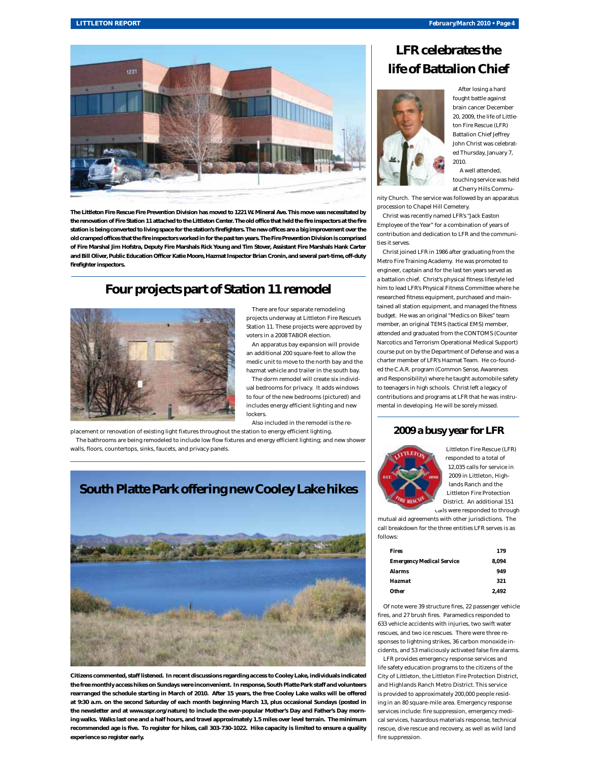The Littleton Fire Rescue Fire Prevention Division has moved to 1221 W. Mineral Ave. This move was necessitated by the renovation of Fire Station 11 attached to the Littleton Center. The old office that held the fire inspectors at the fire station is being converted to living space for the station's firefighters. The new offices are a big improvement over the old cramped offices that the fire inspectors worked in for the past ten years. The Fire Prevention Division is comprised of Fire Marshal Jim Hofstra, Deputy Fire Marshals Rick Young and Tim Stover, Assistant Fire Marshals Hank Carter and Bill Oliver, Public Education Officer Katie Moore, Hazmat Inspector Brian Cronin, and several part-time, off-duty firefighter inspectors.

## Four projects part of Station 11 remodel

There are four separate remodeling projects underway at Littleton Fire Rescue's Station 11. These projects were approved by voters in a 2008 TABOR election.

An apparatus bay expansion will provide an additional 200 square-feet to allow the medic unit to move to the north bay and the hazmat vehicle and trailer in the south bay.

The dorm remodel will create six individual bedrooms for privacy. It adds windows to four of the new bedrooms (pictured) and includes energy efficient lighting and new lockers.

Also included in the remodel is the replacement or renovation of existing light fixtures throughout the station to energy efficient lighting.

The bathrooms are being remodeled to include low flow fixtures and energy efficient lighting; and new shower walls, floors, countertops, sinks, faucets, and privacy panels.

## South Platte Park offering new Cooley Lake hikes

Citizens commented, staff listened. In recent discussions regarding access to Cooley Lake, individuals indicated the free monthly access hikes on Sundays were inconvenient. In response, South Platte Park staff and volunteers rearranged the schedule starting in March of 2010. After 15 years, the free Cooley Lake walks will be offered at 9:30 a.m. on the second Saturday of each month beginning March 13, plus occasional Sundays (posted in the newsletter and at www.sspr.org/nature) to include the ever-popular Mother's Day and Father's Day morning walks. Walks last one and a half hours, and travel approximately 1.5 miles over level terrain. The minimum recommended age is five. To register for hikes, call 303-730-1022. Hike capacity is limited to ensure a quality experience so register early.

## LFR celebrates the life of Battalion Chief

After losing a hard fought battle against brain cancer December 20, 2009, the life of Littleton Fire Rescue (LFR) Battalion Chief Jeffrey John Christ was celebrated Thursday, January 7, 2010.

A well attended, touching service was held at Cherry Hills Community Church. The service was followed by an apparatus procession to Chapel Hill Cemetery.

Christ was recently named LFR's "Jack Easton Employee of the Year" for a combination of years of contribution and dedication to LFR and the communities it serves.

Christ joined LFR in 1986 after graduating from the Metro Fire Training Academy. He was promoted to engineer, captain and for the last ten years served as a battalion chief. Christ's physical fitness lifestyle led him to lead LFR's Physical Fitness Committee where he researched fitness equipment, purchased and maintained all station equipment, and managed the fitness budget. He was an original "Medics on Bikes" team member, an original TEMS (tactical EMS) member, attended and graduated from the CONTOMS (Counter Narcotics and Terrorism Operational Medical Support) course put on by the Department of Defense and was a charter member of LFR's Hazmat Team. He co-founded the C.A.R. program (Common Sense, Awareness and Responsibility) where he taught automobile safety to teenagers in high schools. Christ left a legacy of contributions and programs at LFR that he was instrumental in developing. He will be sorely missed.

## 2009 a busy year for LFR

Littleton Fire Rescue (LFR) responded to a total of 12,035 calls for service in 2009 in Littleton, Highlands Ranch and the Littleton Fire Protection District. An additional 151 calls were responded to through mutual aid agreements with other jurisdictions. The call breakdown for the three entities LFR serves is as follows:

| | |
|---|---|
| Fires | 179 |
| Emergency Medical Service | 8,094 |
| Alarms | 949 |
| Hazmat | 321 |
| Other | 2,492 |

Of note were 39 structure fires, 22 passenger vehicle fires, and 27 brush fires. Paramedics responded to 633 vehicle accidents with injuries, two swift water rescues, and two ice rescues. There were three responses to lightning strikes, 36 carbon monoxide incidents, and 53 maliciously activated false fire alarms.

LFR provides emergency response services and life safety education programs to the citizens of the City of Littleton, the Littleton Fire Protection District, and Highlands Ranch Metro District. This service is provided to approximately 200,000 people residing in an 80 square-mile area. Emergency response services include: fire suppression, emergency medical services, hazardous materials response, technical rescue, dive rescue and recovery, as well as wild land fire suppression.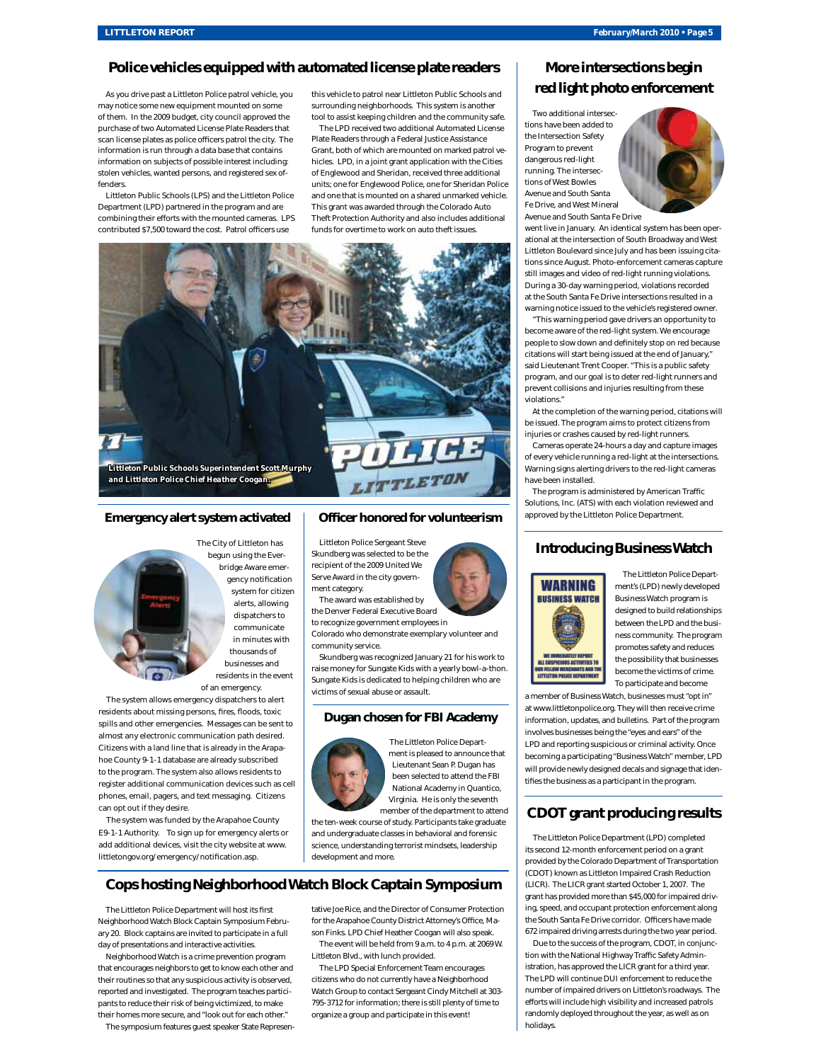## Police vehicles equipped with automated license plate readers

As you drive past a Littleton Police patrol vehicle, you may notice some new equipment mounted on some of them. In the 2009 budget, city council approved the purchase of two Automated License Plate Readers that scan license plates as police officers patrol the city. The information is run through a data base that contains information on subjects of possible interest including: stolen vehicles, wanted persons, and registered sex offenders.

Littleton Public Schools (LPS) and the Littleton Police Department (LPD) partnered in the program and are combining their efforts with the mounted cameras. LPS contributed $7,500 toward the cost. Patrol officers use this vehicle to patrol near Littleton Public Schools and surrounding neighborhoods. This system is another tool to assist keeping children and the community safe.

The LPD received two additional Automated License Plate Readers through a Federal Justice Assistance Grant, both of which are mounted on marked patrol vehicles. LPD, in a joint grant application with the Cities of Englewood and Sheridan, received three additional units; one for Englewood Police, one for Sheridan Police and one that is mounted on a shared unmarked vehicle. This grant was awarded through the Colorado Auto Theft Protection Authority and also includes additional funds for overtime to work on auto theft issues.

Littleton Public Schools Superintendent Scott Murphy and Littleton Police Chief Heather Coogan.

## Emergency alert system activated

The City of Littleton has begun using the Everbridge Aware emergency notification system for citizen alerts, allowing dispatchers to communicate in minutes with thousands of businesses and residents in the event of an emergency.

The system allows emergency dispatchers to alert residents about missing persons, fires, floods, toxic spills and other emergencies. Messages can be sent to almost any electronic communication path desired. Citizens with a land line that is already in the Arapahoe County 9-1-1 database are already subscribed to the program. The system also allows residents to register additional communication devices such as cell phones, email, pagers, and text messaging. Citizens can opt out if they desire.

The system was funded by the Arapahoe County E9-1-1 Authority. To sign up for emergency alerts or add additional devices, visit the city website at www.littletongov.org/emergency/notification.asp.

## Officer honored for volunteerism

Littleton Police Sergeant Steve Skundberg was selected to be the recipient of the 2009 United We Serve Award in the city government category.

The award was established by the Denver Federal Executive Board to recognize government employees in Colorado who demonstrate exemplary volunteer and community service.

Skundberg was recognized January 21 for his work to raise money for Sungate Kids with a yearly bowl-a-thon. Sungate Kids is dedicated to helping children who are victims of sexual abuse or assault.

## Dugan chosen for FBI Academy

The Littleton Police Department is pleased to announce that Lieutenant Sean P. Dugan has been selected to attend the FBI National Academy in Quantico, Virginia. He is only the seventh member of the department to attend the ten-week course of study. Participants take graduate and undergraduate classes in behavioral and forensic science, understanding terrorist mindsets, leadership development and more.

## More intersections begin red light photo enforcement

Two additional intersections have been added to the Intersection Safety Program to prevent dangerous red-light running. The intersections of West Bowles Avenue and South Santa Fe Drive, and West Mineral Avenue and South Santa Fe Drive went live in January. An identical system has been operational at the intersection of South Broadway and West Littleton Boulevard since July and has been issuing citations since August. Photo-enforcement cameras capture still images and video of red-light running violations. During a 30-day warning period, violations recorded at the South Santa Fe Drive intersections resulted in a warning notice issued to the vehicle's registered owner.

"This warning period gave drivers an opportunity to become aware of the red-light system. We encourage people to slow down and definitely stop on red because citations will start being issued at the end of January," said Lieutenant Trent Cooper. "This is a public safety program, and our goal is to deter red-light runners and prevent collisions and injuries resulting from these violations."

At the completion of the warning period, citations will be issued. The program aims to protect citizens from injuries or crashes caused by red-light runners.

Cameras operate 24-hours a day and capture images of every vehicle running a red-light at the intersections. Warning signs alerting drivers to the red-light cameras have been installed.

The program is administered by American Traffic Solutions, Inc. (ATS) with each violation reviewed and approved by the Littleton Police Department.

## Introducing Business Watch

The Littleton Police Department's (LPD) newly developed Business Watch program is designed to build relationships between the LPD and the business community. The program promotes safety and reduces the possibility that businesses become the victims of crime. To participate and become a member of Business Watch, businesses must "opt in" at www.littletonpolice.org. They will then receive crime information, updates, and bulletins. Part of the program involves businesses being the "eyes and ears" of the LPD and reporting suspicious or criminal activity. Once becoming a participating "Business Watch" member, LPD will provide newly designed decals and signage that identifies the business as a participant in the program.

## CDOT grant producing results

The Littleton Police Department (LPD) completed its second 12-month enforcement period on a grant provided by the Colorado Department of Transportation (CDOT) known as Littleton Impaired Crash Reduction (LICR). The LICR grant started October 1, 2007. The grant has provided more than $45,000 for impaired driving, speed, and occupant protection enforcement along the South Santa Fe Drive corridor. Officers have made 672 impaired driving arrests during the two year period.

Due to the success of the program, CDOT, in conjunction with the National Highway Traffic Safety Administration, has approved the LICR grant for a third year. The LPD will continue DUI enforcement to reduce the number of impaired drivers on Littleton's roadways. The efforts will include high visibility and increased patrols randomly deployed throughout the year, as well as on holidays.

## Cops hosting Neighborhood Watch Block Captain Symposium

The Littleton Police Department will host its first Neighborhood Watch Block Captain Symposium February 20. Block captains are invited to participate in a full day of presentations and interactive activities.

Neighborhood Watch is a crime prevention program that encourages neighbors to get to know each other and their routines so that any suspicious activity is observed, reported and investigated. The program teaches participants to reduce their risk of being victimized, to make their homes more secure, and "look out for each other."

The symposium features guest speaker State Representative Joe Rice, and the Director of Consumer Protection for the Arapahoe County District Attorney's Office, Mason Finks. LPD Chief Heather Coogan will also speak.

The event will be held from 9 a.m. to 4 p.m. at 2069 W. Littleton Blvd., with lunch provided.

The LPD Special Enforcement Team encourages citizens who do not currently have a Neighborhood Watch Group to contact Sergeant Cindy Mitchell at 303-795-3712 for information; there is still plenty of time to organize a group and participate in this event!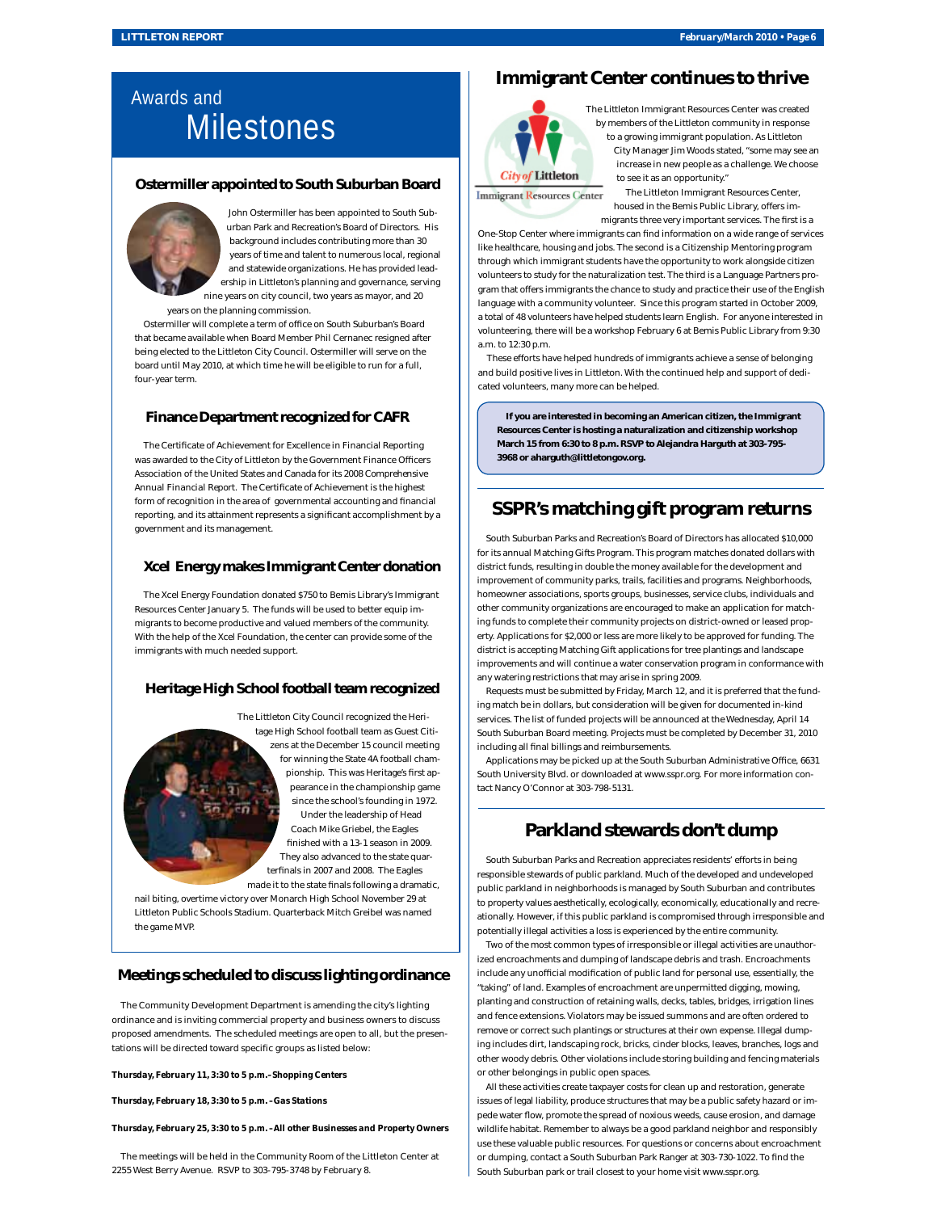# Awards and Milestones

## Ostermiller appointed to South Suburban Board

John Ostermiller has been appointed to South Suburban Park and Recreation's Board of Directors. His background includes contributing more than 30 years of time and talent to numerous local, regional and statewide organizations. He has provided leadership in Littleton's planning and governance, serving nine years on city council, two years as mayor, and 20 years on the planning commission.

Ostermiller will complete a term of office on South Suburban's Board that became available when Board Member Phil Cernanec resigned after being elected to the Littleton City Council. Ostermiller will serve on the board until May 2010, at which time he will be eligible to run for a full, four-year term.

## Finance Department recognized for CAFR

The Certificate of Achievement for Excellence in Financial Reporting was awarded to the City of Littleton by the Government Finance Officers Association of the United States and Canada for its 2008 Comprehensive Annual Financial Report. The Certificate of Achievement is the highest form of recognition in the area of governmental accounting and financial reporting, and its attainment represents a significant accomplishment by a government and its management.

## Xcel Energy makes Immigrant Center donation

The Xcel Energy Foundation donated $750 to Bemis Library's Immigrant Resources Center January 5. The funds will be used to better equip immigrants to become productive and valued members of the community. With the help of the Xcel Foundation, the center can provide some of the immigrants with much needed support.

## Heritage High School football team recognized

The Littleton City Council recognized the Heritage High School football team as Guest Citizens at the December 15 council meeting for winning the State 4A football championship. This was Heritage's first appearance in the championship game since the school's founding in 1972.

Under the leadership of Head Coach Mike Griebel, the Eagles finished with a 13-1 season in 2009. They also advanced to the state quarterfinals in 2007 and 2008. The Eagles made it to the state finals following a dramatic, nail biting, overtime victory over Monarch High School November 29 at Littleton Public Schools Stadium. Quarterback Mitch Greibel was named the game MVP.

## Meetings scheduled to discuss lighting ordinance

The Community Development Department is amending the city's lighting ordinance and is inviting commercial property and business owners to discuss proposed amendments. The scheduled meetings are open to all, but the presentations will be directed toward specific groups as listed below:

***Thursday, February 11, 3:30 to 5 p.m.–Shopping Centers***

***Thursday, February 18, 3:30 to 5 p.m. –Gas Stations***

***Thursday, February 25, 3:30 to 5 p.m. –All other Businesses and Property Owners***

The meetings will be held in the Community Room of the Littleton Center at 2255 West Berry Avenue. RSVP to 303-795-3748 by February 8.

## Immigrant Center continues to thrive

The Littleton Immigrant Resources Center was created by members of the Littleton community in response to a growing immigrant population. As Littleton City Manager Jim Woods stated, "some may see an increase in new people as a challenge. We choose to see it as an opportunity."

The Littleton Immigrant Resources Center, housed in the Bemis Public Library, offers immigrants three very important services. The first is a One-Stop Center where immigrants can find information on a wide range of services like healthcare, housing and jobs. The second is a Citizenship Mentoring program through which immigrant students have the opportunity to work alongside citizen volunteers to study for the naturalization test. The third is a Language Partners program that offers immigrants the chance to study and practice their use of the English language with a community volunteer. Since this program started in October 2009, a total of 48 volunteers have helped students learn English. For anyone interested in volunteering, there will be a workshop February 6 at Bemis Public Library from 9:30 a.m. to 12:30 p.m.

These efforts have helped hundreds of immigrants achieve a sense of belonging and build positive lives in Littleton. With the continued help and support of dedicated volunteers, many more can be helped.

**If you are interested in becoming an American citizen, the Immigrant Resources Center is hosting a naturalization and citizenship workshop March 15 from 6:30 to 8 p.m. RSVP to Alejandra Harguth at 303-795-3968 or aharguth@littletongov.org.**

## SSPR's matching gift program returns

South Suburban Parks and Recreation's Board of Directors has allocated $10,000 for its annual Matching Gifts Program. This program matches donated dollars with district funds, resulting in double the money available for the development and improvement of community parks, trails, facilities and programs. Neighborhoods, homeowner associations, sports groups, businesses, service clubs, individuals and other community organizations are encouraged to make an application for matching funds to complete their community projects on district-owned or leased property. Applications for $2,000 or less are more likely to be approved for funding. The district is accepting Matching Gift applications for tree plantings and landscape improvements and will continue a water conservation program in conformance with any watering restrictions that may arise in spring 2009.

Requests must be submitted by Friday, March 12, and it is preferred that the funding match be in dollars, but consideration will be given for documented in-kind services. The list of funded projects will be announced at the Wednesday, April 14 South Suburban Board meeting. Projects must be completed by December 31, 2010 including all final billings and reimbursements.

Applications may be picked up at the South Suburban Administrative Office, 6631 South University Blvd. or downloaded at www.sspr.org. For more information contact Nancy O'Connor at 303-798-5131.

## Parkland stewards don't dump

South Suburban Parks and Recreation appreciates residents' efforts in being responsible stewards of public parkland. Much of the developed and undeveloped public parkland in neighborhoods is managed by South Suburban and contributes to property values aesthetically, ecologically, economically, educationally and recreationally. However, if this public parkland is compromised through irresponsible and potentially illegal activities a loss is experienced by the entire community.

Two of the most common types of irresponsible or illegal activities are unauthorized encroachments and dumping of landscape debris and trash. Encroachments include any unofficial modification of public land for personal use, essentially, the "taking" of land. Examples of encroachment are unpermitted digging, mowing, planting and construction of retaining walls, decks, tables, bridges, irrigation lines and fence extensions. Violators may be issued summons and are often ordered to remove or correct such plantings or structures at their own expense. Illegal dumping includes dirt, landscaping rock, bricks, cinder blocks, leaves, branches, logs and other woody debris. Other violations include storing building and fencing materials or other belongings in public open spaces.

All these activities create taxpayer costs for clean up and restoration, generate issues of legal liability, produce structures that may be a public safety hazard or impede water flow, promote the spread of noxious weeds, cause erosion, and damage wildlife habitat. Remember to always be a good parkland neighbor and responsibly use these valuable public resources. For questions or concerns about encroachment or dumping, contact a South Suburban Park Ranger at 303-730-1022. To find the South Suburban park or trail closest to your home visit www.sspr.org.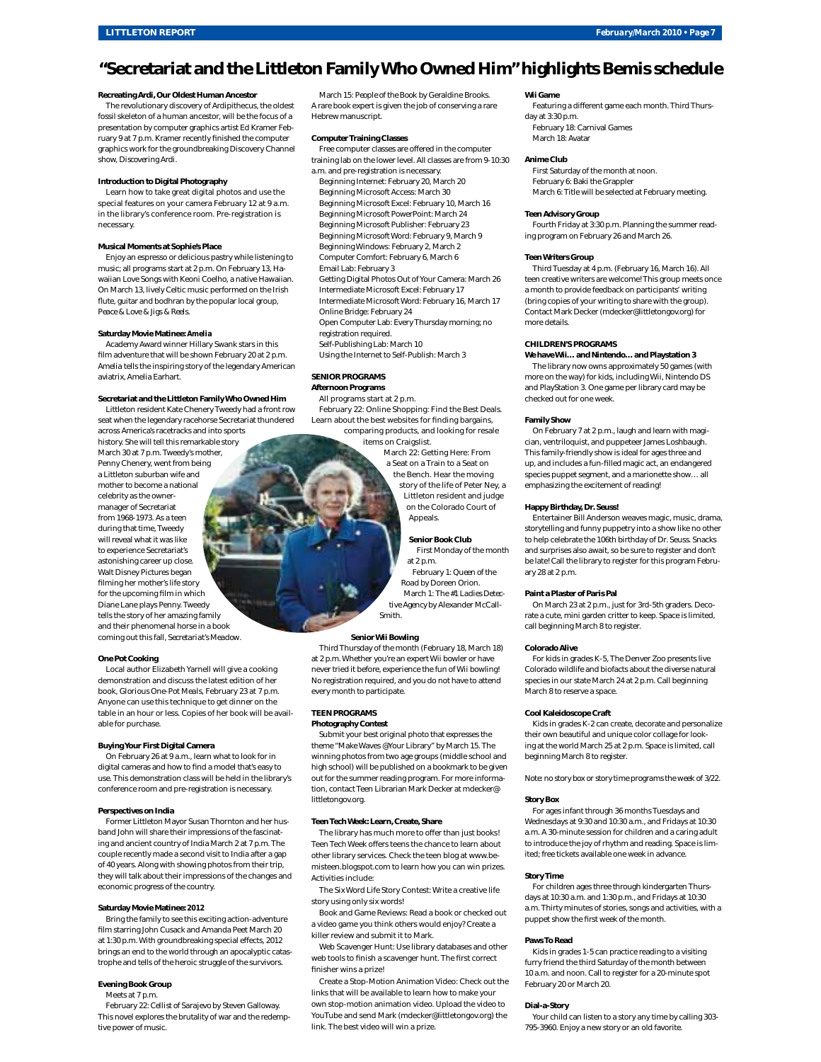# "Secretariat and the Littleton Family Who Owned Him" highlights Bemis schedule

**Recreating Ardi, Our Oldest Human Ancestor**

The revolutionary discovery of Ardipithecus, the oldest fossil skeleton of a human ancestor, will be the focus of a presentation by computer graphics artist Ed Kramer February 9 at 7 p.m. Kramer recently finished the computer graphics work for the groundbreaking Discovery Channel show, *Discovering Ardi*.

**Introduction to Digital Photography**

Learn how to take great digital photos and use the special features on your camera February 12 at 9 a.m. in the library's conference room. Pre-registration is necessary.

**Musical Moments at Sophie's Place**

Enjoy an espresso or delicious pastry while listening to music; all programs start at 2 p.m. On February 13, Hawaiian Love Songs with Keoni Coelho, a native Hawaiian. On March 13, lively Celtic music performed on the Irish flute, guitar and bodhran by the popular local group, *Peace & Love & Jigs & Reels*.

**Saturday Movie Matinee: *Amelia***

Academy Award winner Hillary Swank stars in this film adventure that will be shown February 20 at 2 p.m. *Amelia* tells the inspiring story of the legendary American aviatrix, Amelia Earhart.

**Secretariat and the Littleton Family Who Owned Him**

Littleton resident Kate Chenery Tweedy had a front row seat when the legendary racehorse Secretariat thundered across America's racetracks and into sports history. She will tell this remarkable story March 30 at 7 p.m. Tweedy's mother, Penny Chenery, went from being a Littleton suburban wife and mother to become a national celebrity as the owner-manager of Secretariat from 1968-1973. As a teen during that time, Tweedy will reveal what it was like to experience Secretariat's astonishing career up close. Walt Disney Pictures began filming her mother's life story for the upcoming film in which Diane Lane plays Penny. Tweedy tells the story of her amazing family and their phenomenal horse in a book coming out this fall, *Secretariat's Meadow*.

**One Pot Cooking**

Local author Elizabeth Yarnell will give a cooking demonstration and discuss the latest edition of her book, *Glorious One-Pot Meals*, February 23 at 7 p.m. Anyone can use this technique to get dinner on the table in an hour or less. Copies of her book will be available for purchase.

**Buying Your First Digital Camera**

On February 26 at 9 a.m., learn what to look for in digital cameras and how to find a model that's easy to use. This demonstration class will be held in the library's conference room and pre-registration is necessary.

**Perspectives on India**

Former Littleton Mayor Susan Thornton and her husband John will share their impressions of the fascinating and ancient country of India March 2 at 7 p.m. The couple recently made a second visit to India after a gap of 40 years. Along with showing photos from their trip, they will talk about their impressions of the changes and economic progress of the country.

**Saturday Movie Matinee: *2012***

Bring the family to see this exciting action-adventure film starring John Cusack and Amanda Peet March 20 at 1:30 p.m. With groundbreaking special effects, *2012* brings an end to the world through an apocalyptic catastrophe and tells of the heroic struggle of the survivors.

**Evening Book Group**

Meets at 7 p.m.

February 22: *Cellist of Sarajevo* by Steven Galloway. This novel explores the brutality of war and the redemptive power of music.

March 15: *People of the Book* by Geraldine Brooks. A rare book expert is given the job of conserving a rare Hebrew manuscript.

**Computer Training Classes**

Free computer classes are offered in the computer training lab on the lower level. All classes are from 9-10:30 a.m. and pre-registration is necessary.

Beginning Internet: February 20, March 20
Beginning Microsoft Access: March 30
Beginning Microsoft Excel: February 10, March 16
Beginning Microsoft PowerPoint: March 24
Beginning Microsoft Publisher: February 23
Beginning Microsoft Word: February 9, March 9
Beginning Windows: February 2, March 2
Computer Comfort: February 6, March 6
Email Lab: February 3
Getting Digital Photos Out of Your Camera: March 26
Intermediate Microsoft Excel: February 17
Intermediate Microsoft Word: February 16, March 17
Online Bridge: February 24
Open Computer Lab: Every Thursday morning; no registration required.
Self-Publishing Lab: March 10
Using the Internet to Self-Publish: March 3

## SENIOR PROGRAMS

**Afternoon Programs**

All programs start at 2 p.m.

February 22: Online Shopping: Find the Best Deals. Learn about the best websites for finding bargains, comparing products, and looking for resale items on Craigslist.

March 22: Getting Here: From a Seat on a Train to a Seat on the Bench. Hear the moving story of the life of Peter Ney, a Littleton resident and judge on the Colorado Court of Appeals.

**Senior Book Club**

First Monday of the month at 2 p.m.

February 1: *Queen of the Road* by Doreen Orion.
March 1: *The #1 Ladies Detective Agency* by Alexander McCall-Smith.

**Senior Wii Bowling**

Third Thursday of the month (February 18, March 18) at 2 p.m. Whether you're an expert Wii bowler or have never tried it before, experience the fun of Wii bowling! No registration required, and you do not have to attend every month to participate.

## TEEN PROGRAMS

**Photography Contest**

Submit your best original photo that expresses the theme "Make Waves @Your Library" by March 15. The winning photos from two age groups (middle school and high school) will be published on a bookmark to be given out for the summer reading program. For more information, contact Teen Librarian Mark Decker at mdecker@littletongov.org.

**Teen Tech Week: Learn, Create, Share**

The library has much more to offer than just books! Teen Tech Week offers teens the chance to learn about other library services. Check the teen blog at www.bemisteen.blogspot.com to learn how you can win prizes. Activities include:

The Six Word Life Story Contest: Write a creative life story using only six words!

Book and Game Reviews: Read a book or checked out a video game you think others would enjoy? Create a killer review and submit it to Mark.

Web Scavenger Hunt: Use library databases and other web tools to finish a scavenger hunt. The first correct finisher wins a prize!

Create a Stop-Motion Animation Video: Check out the links that will be available to learn how to make your own stop-motion animation video. Upload the video to YouTube and send Mark (mdecker@littletongov.org) the link. The best video will win a prize.

**Wii Game**

Featuring a different game each month. Third Thursday at 3:30 p.m.

February 18: Carnival Games
March 18: Avatar

**Anime Club**

First Saturday of the month at noon.

February 6: Baki the Grappler
March 6: Title will be selected at February meeting.

**Teen Advisory Group**

Fourth Friday at 3:30 p.m. Planning the summer reading program on February 26 and March 26.

**Teen Writers Group**

Third Tuesday at 4 p.m. (February 16, March 16). All teen creative writers are welcome! This group meets once a month to provide feedback on participants' writing (bring copies of your writing to share with the group). Contact Mark Decker (mdecker@littletongov.org) for more details.

## CHILDREN'S PROGRAMS

**We have Wii… and Nintendo… and Playstation 3**

The library now owns approximately 50 games (with more on the way) for kids, including Wii, Nintendo DS and PlayStation 3. One game per library card may be checked out for one week.

**Family Show**

On February 7 at 2 p.m., laugh and learn with magician, ventriloquist, and puppeteer James Loshbaugh. This family-friendly show is ideal for ages three and up, and includes a fun-filled magic act, an endangered species puppet segment, and a marionette show… all emphasizing the excitement of reading!

**Happy Birthday, Dr. Seuss!**

Entertainer Bill Anderson weaves magic, music, drama, storytelling and funny puppetry into a show like no other to help celebrate the 106th birthday of Dr. Seuss. Snacks and surprises also await, so be sure to register and don't be late! Call the library to register for this program February 28 at 2 p.m.

**Paint a Plaster of Paris Pal**

On March 23 at 2 p.m., just for 3rd-5th graders. Decorate a cute, mini garden critter to keep. Space is limited, call beginning March 8 to register.

**Colorado Alive**

For kids in grades K-5, The Denver Zoo presents live Colorado wildlife and biofacts about the diverse natural species in our state March 24 at 2 p.m. Call beginning March 8 to reserve a space.

**Cool Kaleidoscope Craft**

Kids in grades K-2 can create, decorate and personalize their own beautiful and unique color collage for looking at the world March 25 at 2 p.m. Space is limited, call beginning March 8 to register.

Note: no story box or story time programs the week of 3/22.

**Story Box**

For ages infant through 36 months Tuesdays and Wednesdays at 9:30 and 10:30 a.m., and Fridays at 10:30 a.m. A 30-minute session for children and a caring adult to introduce the joy of rhythm and reading. Space is limited; free tickets available one week in advance.

**Story Time**

For children ages three through kindergarten Thursdays at 10:30 a.m. and 1:30 p.m., and Fridays at 10:30 a.m. Thirty minutes of stories, songs and activities, with a puppet show the first week of the month.

**Paws To Read**

Kids in grades 1-5 can practice reading to a visiting furry friend the third Saturday of the month between 10 a.m. and noon. Call to register for a 20-minute spot February 20 or March 20.

**Dial-a-Story**

Your child can listen to a story any time by calling 303-795-3960. Enjoy a new story or an old favorite.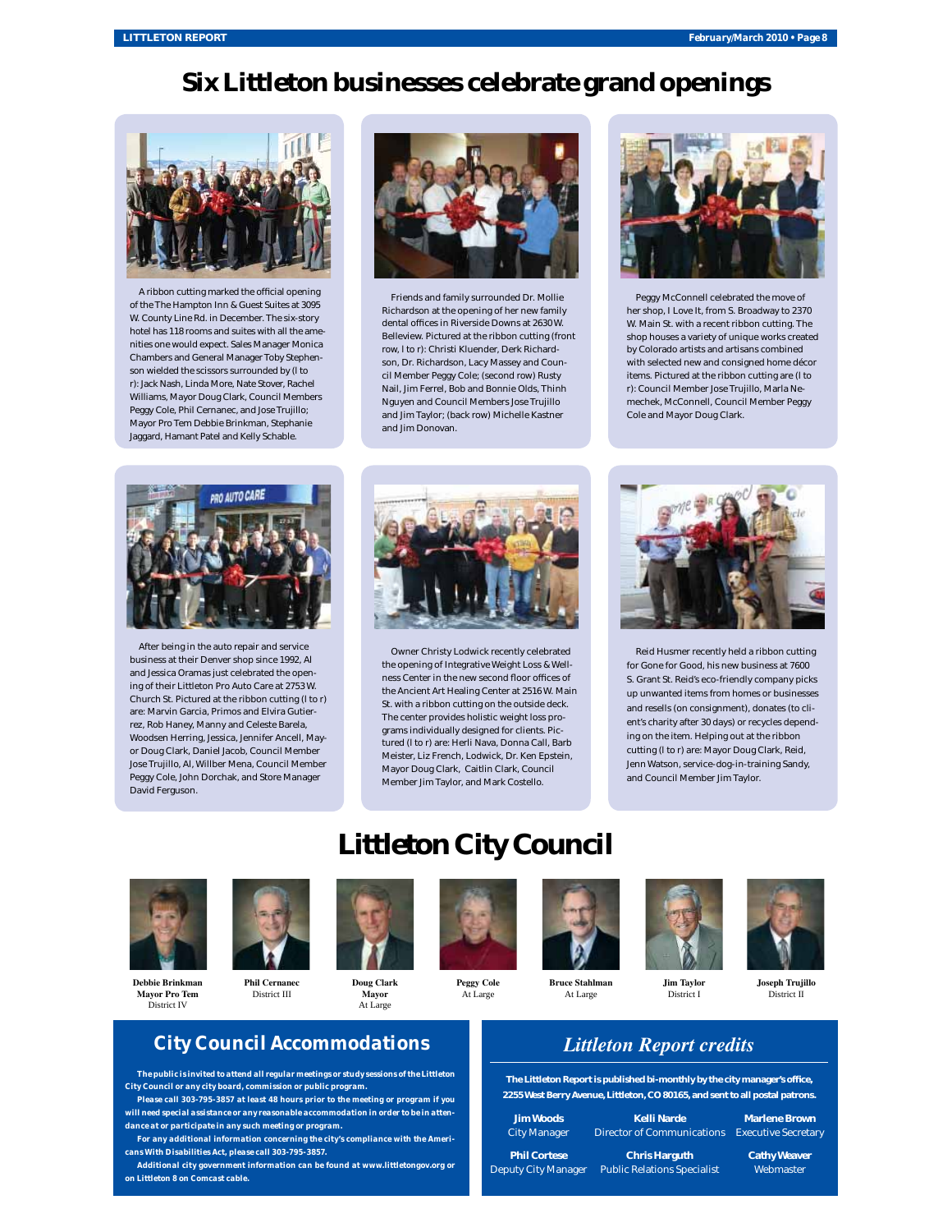# Six Littleton businesses celebrate grand openings

A ribbon cutting marked the official opening of the The Hampton Inn & Guest Suites at 3095 W. County Line Rd. in December. The six-story hotel has 118 rooms and suites with all the amenities one would expect. Sales Manager Monica Chambers and General Manager Toby Stephenson wielded the scissors surrounded by (l to r): Jack Nash, Linda More, Nate Stover, Rachel Williams, Mayor Doug Clark, Council Members Peggy Cole, Phil Cernanec, and Jose Trujillo; Mayor Pro Tem Debbie Brinkman, Stephanie Jaggard, Hamant Patel and Kelly Schable.

Friends and family surrounded Dr. Mollie Richardson at the opening of her new family dental offices in Riverside Downs at 2630 W. Belleview. Pictured at the ribbon cutting (front row, l to r): Christi Kluender, Derk Richardson, Dr. Richardson, Lacy Massey and Council Member Peggy Cole; (second row) Rusty Nail, Jim Ferrel, Bob and Bonnie Olds, Thinh Nguyen and Council Members Jose Trujillo and Jim Taylor; (back row) Michelle Kastner and Jim Donovan.

Peggy McConnell celebrated the move of her shop, I Love It, from S. Broadway to 2370 W. Main St. with a recent ribbon cutting. The shop houses a variety of unique works created by Colorado artists and artisans combined with selected new and consigned home décor items. Pictured at the ribbon cutting are (l to r): Council Member Jose Trujillo, Marla Nemechek, McConnell, Council Member Peggy Cole and Mayor Doug Clark.

After being in the auto repair and service business at their Denver shop since 1992, Al and Jessica Oramas just celebrated the opening of their Littleton Pro Auto Care at 2753 W. Church St. Pictured at the ribbon cutting (l to r) are: Marvin Garcia, Primos and Elvira Gutierrez, Rob Haney, Manny and Celeste Barela, Woodsen Herring, Jessica, Jennifer Ancell, Mayor Doug Clark, Daniel Jacob, Council Member Jose Trujillo, Al, Willber Mena, Council Member Peggy Cole, John Dorchak, and Store Manager David Ferguson.

Owner Christy Lodwick recently celebrated the opening of Integrative Weight Loss & Wellness Center in the new second floor offices of the Ancient Art Healing Center at 2516 W. Main St. with a ribbon cutting on the outside deck. The center provides holistic weight loss programs individually designed for clients. Pictured (l to r) are: Herli Nava, Donna Call, Barb Meister, Liz French, Lodwick, Dr. Ken Epstein, Mayor Doug Clark, Caitlin Clark, Council Member Jim Taylor, and Mark Costello.

Reid Husmer recently held a ribbon cutting for Gone for Good, his new business at 7600 S. Grant St. Reid's eco-friendly company picks up unwanted items from homes or businesses and resells (on consignment), donates (to client's charity after 30 days) or recycles depending on the item. Helping out at the ribbon cutting (l to r) are: Mayor Doug Clark, Reid, Jenn Watson, service-dog-in-training Sandy, and Council Member Jim Taylor.

# Littleton City Council

**Debbie Brinkman**
**Mayor Pro Tem**
District IV

**Phil Cernanec**
District III

**Doug Clark**
**Mayor**
At Large

**Peggy Cole**
At Large

**Bruce Stahlman**
At Large

**Jim Taylor**
District I

**Joseph Trujillo**
District II

## City Council Accommodations

**The public is invited to attend all regular meetings or study sessions of the Littleton City Council or any city board, commission or public program.**

**Please call 303-795-3857 at least 48 hours prior to the meeting or program if you will need special assistance or any reasonable accommodation in order to be in attendance at or participate in any such meeting or program.**

**For any additional information concerning the city's compliance with the Americans With Disabilities Act, please call 303-795-3857.**

**Additional city government information can be found at www.littletongov.org or on Littleton 8 on Comcast cable.**

## *Littleton Report credits*

**The Littleton Report is published bi-monthly by the city manager's office, 2255 West Berry Avenue, Littleton, CO 80165, and sent to all postal patrons.**

**Jim Woods**
City Manager

**Kelli Narde**
Director of Communications

**Marlene Brown**
Executive Secretary

**Phil Cortese**
Deputy City Manager

**Chris Harguth**
Public Relations Specialist

**Cathy Weaver**
Webmaster